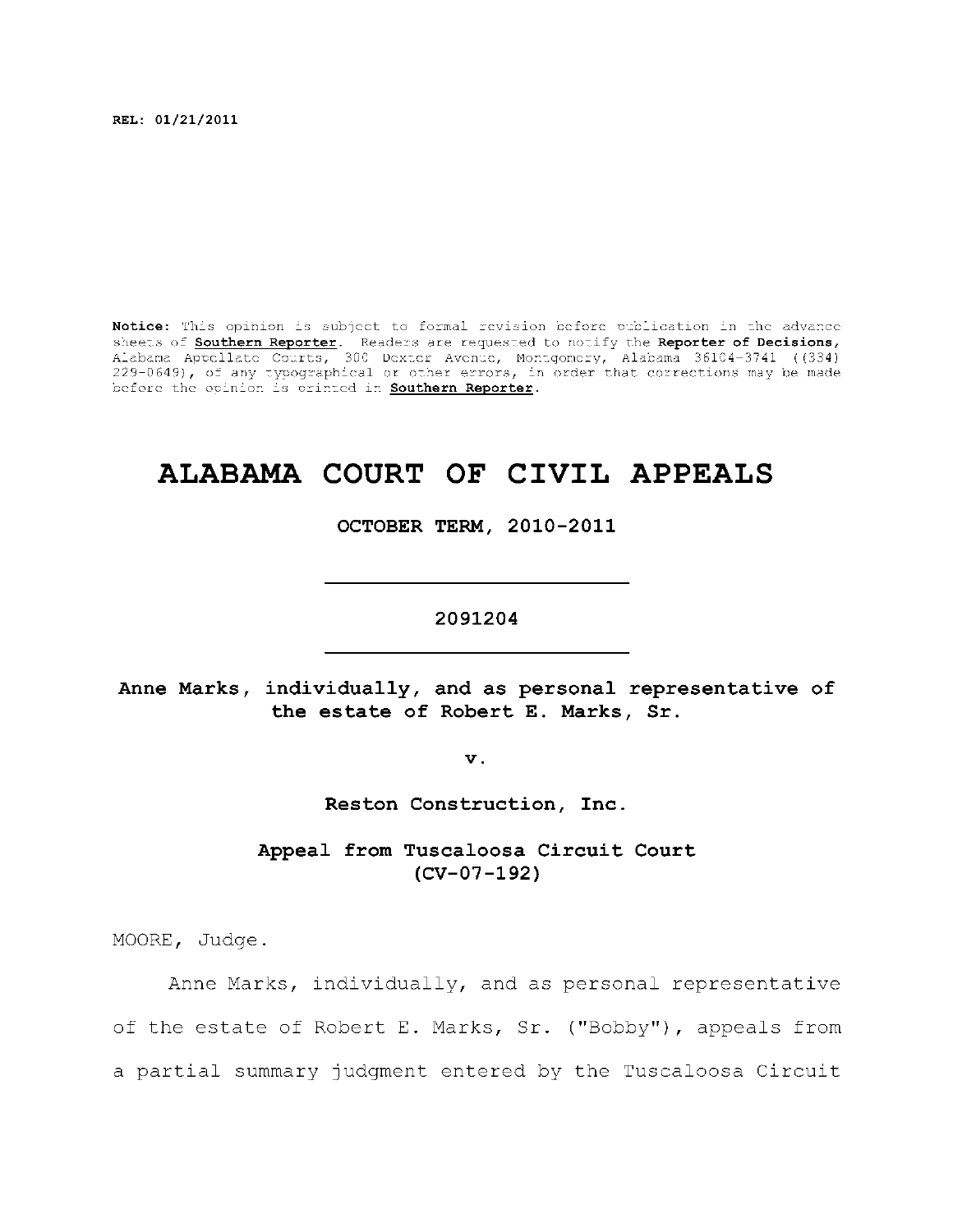**REL: 01/21/2011**

**Notice:** This opinion is subject to formal revision before publication in the advance sheets of **Southern Reporter**. Readers are requested to notify the **Reporter of Decisions**, Alabama Appellate Courts, 300 Dexter Avenue, Montgomery, Alabama 36104-3741 ((334) 229-0649), of any typographical or other errors, in order that corrections may be made before the opinion is printed in **Southern Reporter**.

# ALABAMA COURT OF CIVIL APPEALS

**OCTOBER TERM, 2010-2011**

---

**2091204**

---

**Anne Marks, individually, and as personal representative of the estate of Robert E. Marks, Sr.**

**v.**

**Reston Construction, Inc.**

**Appeal from Tuscaloosa Circuit Court (CV-07-192)**

MOORE, Judge.

Anne Marks, individually, and as personal representative of the estate of Robert E. Marks, Sr. ("Bobby"), appeals from a partial summary judgment entered by the Tuscaloosa Circuit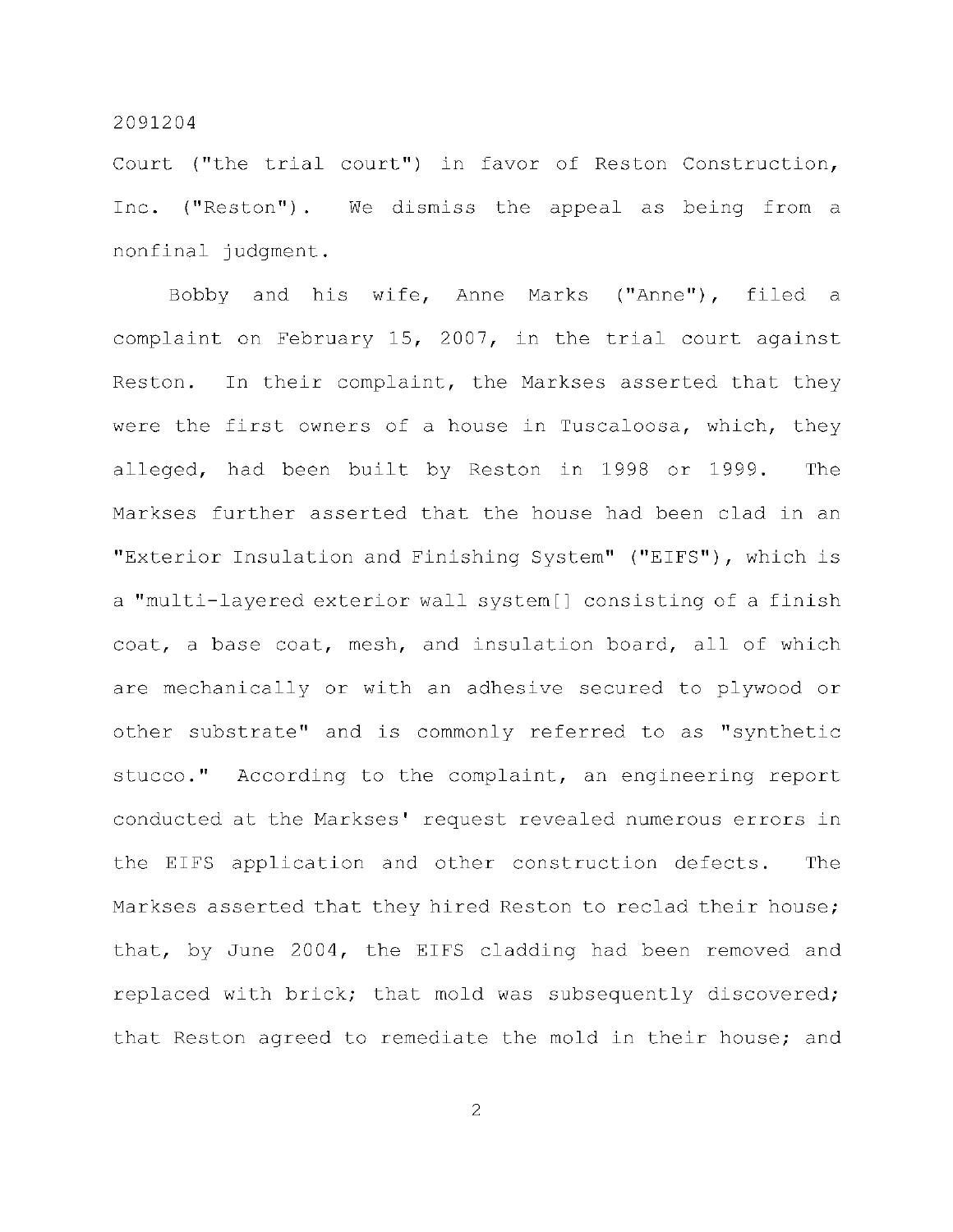Court ("the trial court") in favor of Reston Construction, Inc. ("Reston"). We dismiss the appeal as being from a nonfinal judgment.

Bobby and his wife, Anne Marks ("Anne"), filed a complaint on February 15, 2007, in the trial court against Reston. In their complaint, the Markses asserted that they were the first owners of a house in Tuscaloosa, which, they alleged, had been built by Reston in 1998 or 1999. The Markses further asserted that the house had been clad in an "Exterior Insulation and Finishing System" ("EIFS"), which is a "multi-layered exterior wall system[] consisting of a finish coat, a base coat, mesh, and insulation board, all of which are mechanically or with an adhesive secured to plywood or other substrate" and is commonly referred to as "synthetic stucco." According to the complaint, an engineering report conducted at the Markses' request revealed numerous errors in the EIFS application and other construction defects. The Markses asserted that they hired Reston to reclad their house; that, by June 2004, the EIFS cladding had been removed and replaced with brick; that mold was subsequently discovered; that Reston agreed to remediate the mold in their house; and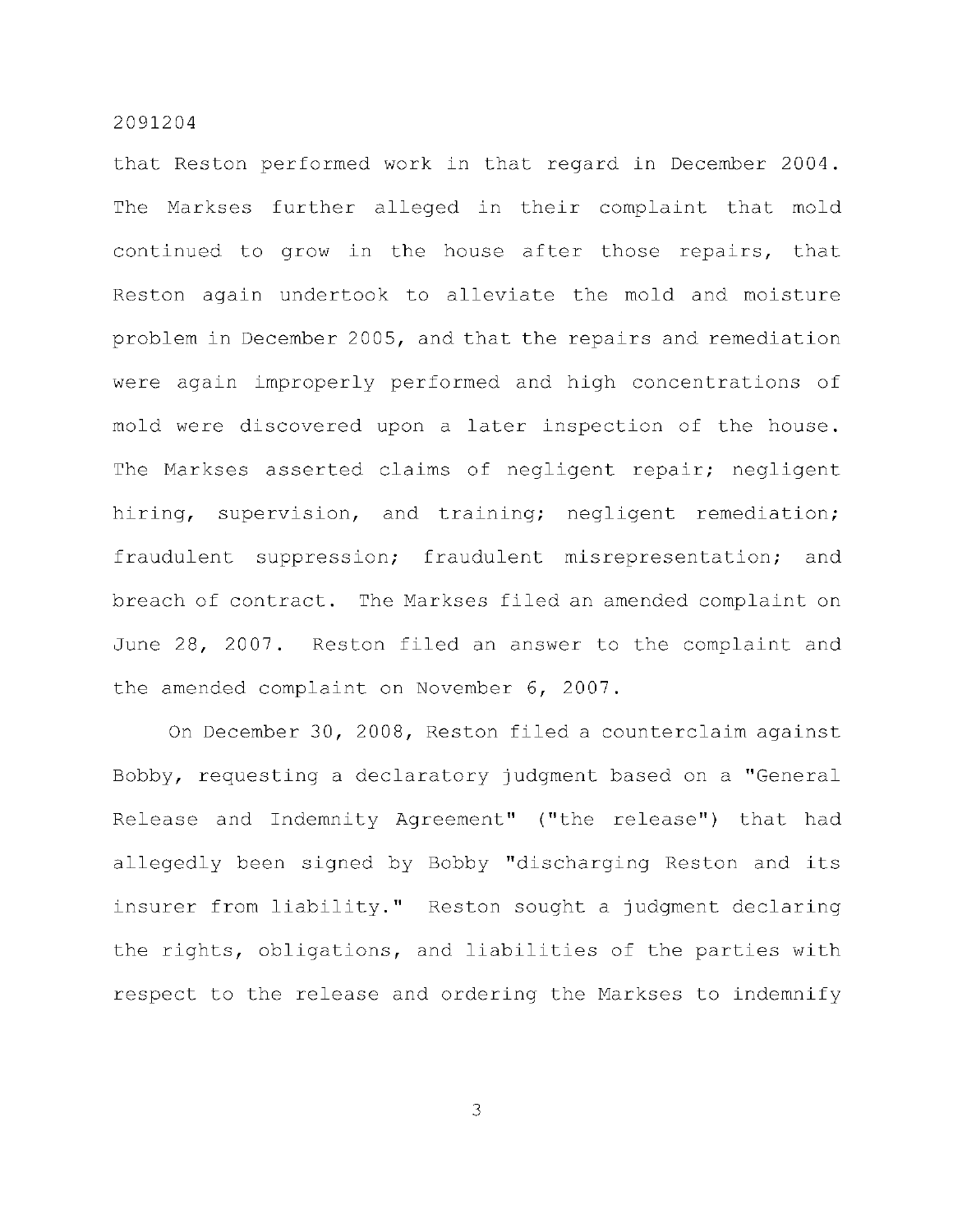that Reston performed work in that regard in December 2004. The Markses further alleged in their complaint that mold continued to grow in the house after those repairs, that Reston again undertook to alleviate the mold and moisture problem in December 2005, and that the repairs and remediation were again improperly performed and high concentrations of mold were discovered upon a later inspection of the house. The Markses asserted claims of negligent repair; negligent hiring, supervision, and training; negligent remediation; fraudulent suppression; fraudulent misrepresentation; and breach of contract. The Markses filed an amended complaint on June 28, 2007. Reston filed an answer to the complaint and the amended complaint on November 6, 2007.

On December 30, 2008, Reston filed a counterclaim against Bobby, requesting a declaratory judgment based on a "General Release and Indemnity Agreement" ("the release") that had allegedly been signed by Bobby "discharging Reston and its insurer from liability." Reston sought a judgment declaring the rights, obligations, and liabilities of the parties with respect to the release and ordering the Markses to indemnify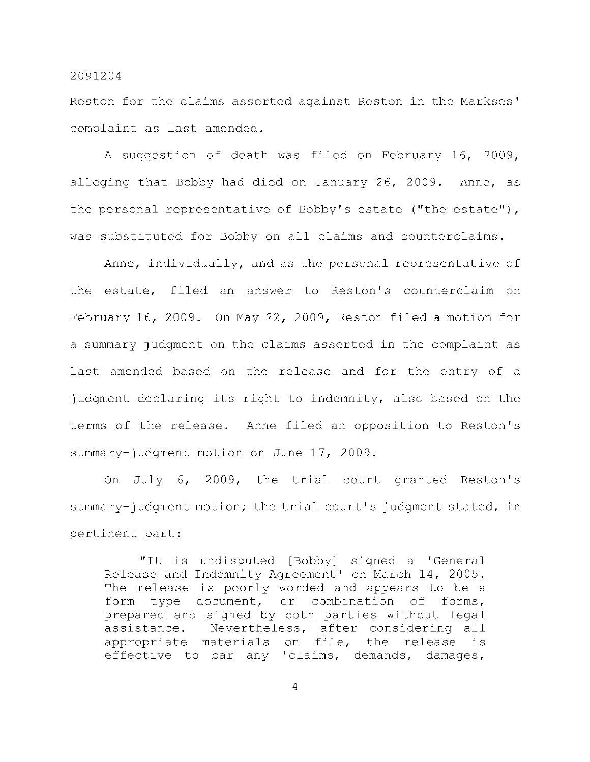Reston for the claims asserted against Reston in the Markses' complaint as last amended.

A suggestion of death was filed on February 16, 2009, alleging that Bobby had died on January 26, 2009. Anne, as the personal representative of Bobby's estate ("the estate"), was substituted for Bobby on all claims and counterclaims.

Anne, individually, and as the personal representative of the estate, filed an answer to Reston's counterclaim on February 16, 2009. On May 22, 2009, Reston filed a motion for a summary judgment on the claims asserted in the complaint as last amended based on the release and for the entry of a judgment declaring its right to indemnity, also based on the terms of the release. Anne filed an opposition to Reston's summary-judgment motion on June 17, 2009.

On July 6, 2009, the trial court granted Reston's summary-judgment motion; the trial court's judgment stated, in pertinent part:

> "It is undisputed [Bobby] signed a 'General Release and Indemnity Agreement' on March 14, 2005. The release is poorly worded and appears to be a form type document, or combination of forms, prepared and signed by both parties without legal assistance. Nevertheless, after considering all appropriate materials on file, the release is effective to bar any 'claims, demands, damages,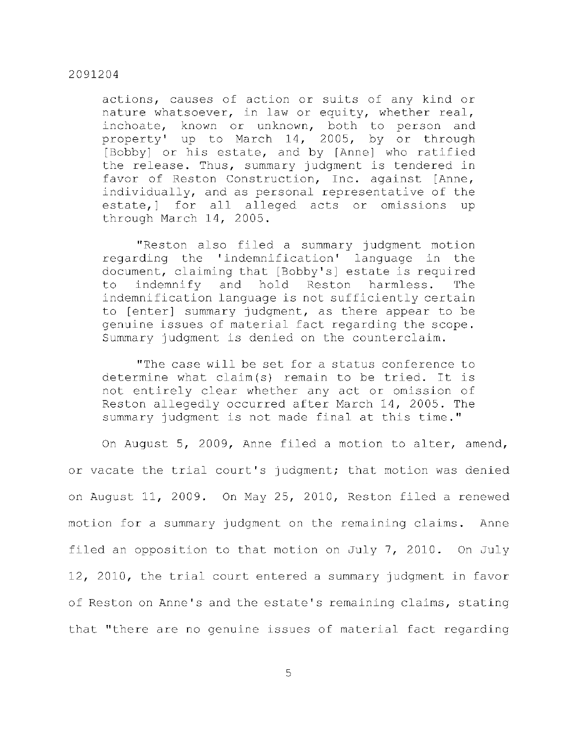> actions, causes of action or suits of any kind or nature whatsoever, in law or equity, whether real, inchoate, known or unknown, both to person and property' up to March 14, 2005, by or through [Bobby] or his estate, and by [Anne] who ratified the release. Thus, summary judgment is tendered in favor of Reston Construction, Inc. against [Anne, individually, and as personal representative of the estate,] for all alleged acts or omissions up through March 14, 2005.
>
> "Reston also filed a summary judgment motion regarding the 'indemnification' language in the document, claiming that [Bobby's] estate is required to indemnify and hold Reston harmless. The indemnification language is not sufficiently certain to [enter] summary judgment, as there appear to be genuine issues of material fact regarding the scope. Summary judgment is denied on the counterclaim.
>
> "The case will be set for a status conference to determine what claim(s) remain to be tried. It is not entirely clear whether any act or omission of Reston allegedly occurred after March 14, 2005. The summary judgment is not made final at this time."

On August 5, 2009, Anne filed a motion to alter, amend, or vacate the trial court's judgment; that motion was denied on August 11, 2009. On May 25, 2010, Reston filed a renewed motion for a summary judgment on the remaining claims. Anne filed an opposition to that motion on July 7, 2010. On July 12, 2010, the trial court entered a summary judgment in favor of Reston on Anne's and the estate's remaining claims, stating that "there are no genuine issues of material fact regarding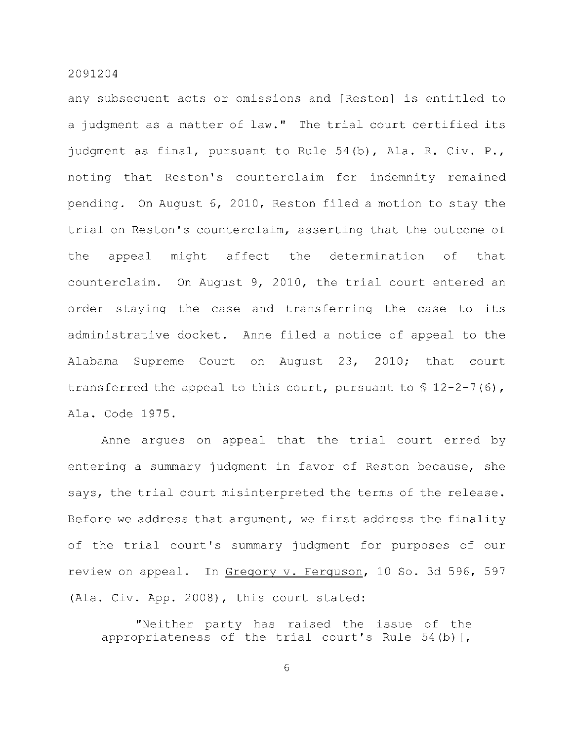any subsequent acts or omissions and [Reston] is entitled to a judgment as a matter of law." The trial court certified its judgment as final, pursuant to Rule 54(b), Ala. R. Civ. P., noting that Reston's counterclaim for indemnity remained pending. On August 6, 2010, Reston filed a motion to stay the trial on Reston's counterclaim, asserting that the outcome of the appeal might affect the determination of that counterclaim. On August 9, 2010, the trial court entered an order staying the case and transferring the case to its administrative docket. Anne filed a notice of appeal to the Alabama Supreme Court on August 23, 2010; that court transferred the appeal to this court, pursuant to § 12-2-7(6), Ala. Code 1975.

Anne argues on appeal that the trial court erred by entering a summary judgment in favor of Reston because, she says, the trial court misinterpreted the terms of the release. Before we address that argument, we first address the finality of the trial court's summary judgment for purposes of our review on appeal. In Gregory v. Ferguson, 10 So. 3d 596, 597 (Ala. Civ. App. 2008), this court stated:

> "Neither party has raised the issue of the appropriateness of the trial court's Rule 54(b)[,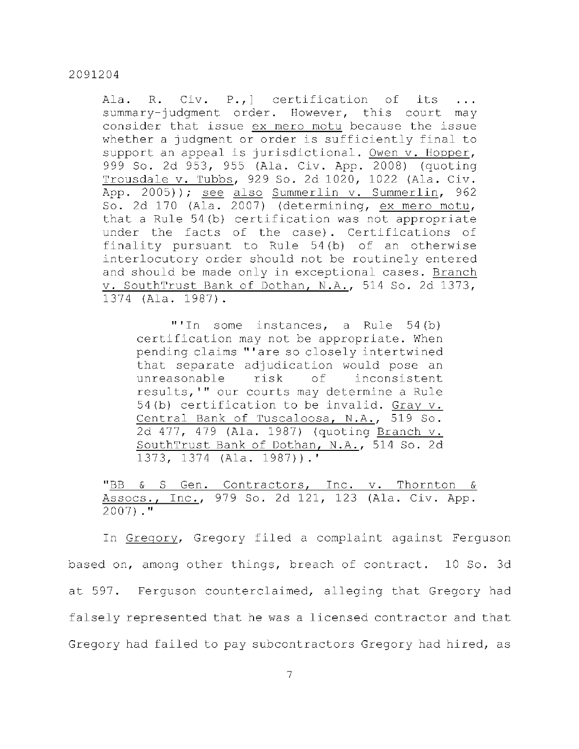> Ala. R. Civ. P.,] certification of its ... summary-judgment order. However, this court may consider that issue _ex mero motu_ because the issue whether a judgment or order is sufficiently final to support an appeal is jurisdictional. Owen v. Hopper, 999 So. 2d 953, 955 (Ala. Civ. App. 2008) (quoting Trousdale v. Tubbs, 929 So. 2d 1020, 1022 (Ala. Civ. App. 2005)); _see also_ Summerlin v. Summerlin, 962 So. 2d 170 (Ala. 2007) (determining, _ex mero motu_, that a Rule 54(b) certification was not appropriate under the facts of the case). Certifications of finality pursuant to Rule 54(b) of an otherwise interlocutory order should not be routinely entered and should be made only in exceptional cases. Branch v. SouthTrust Bank of Dothan, N.A., 514 So. 2d 1373, 1374 (Ala. 1987).
>
> > "'In some instances, a Rule 54(b) certification may not be appropriate. When pending claims "'are so closely intertwined that separate adjudication would pose an unreasonable risk of inconsistent results,'" our courts may determine a Rule 54(b) certification to be invalid. Gray v. Central Bank of Tuscaloosa, N.A., 519 So. 2d 477, 479 (Ala. 1987) (quoting Branch v. SouthTrust Bank of Dothan, N.A., 514 So. 2d 1373, 1374 (Ala. 1987)).'
>
> "BB & S Gen. Contractors, Inc. v. Thornton & Assocs., Inc., 979 So. 2d 121, 123 (Ala. Civ. App. 2007)."

In Gregory, Gregory filed a complaint against Ferguson based on, among other things, breach of contract. 10 So. 3d at 597. Ferguson counterclaimed, alleging that Gregory had falsely represented that he was a licensed contractor and that Gregory had failed to pay subcontractors Gregory had hired, as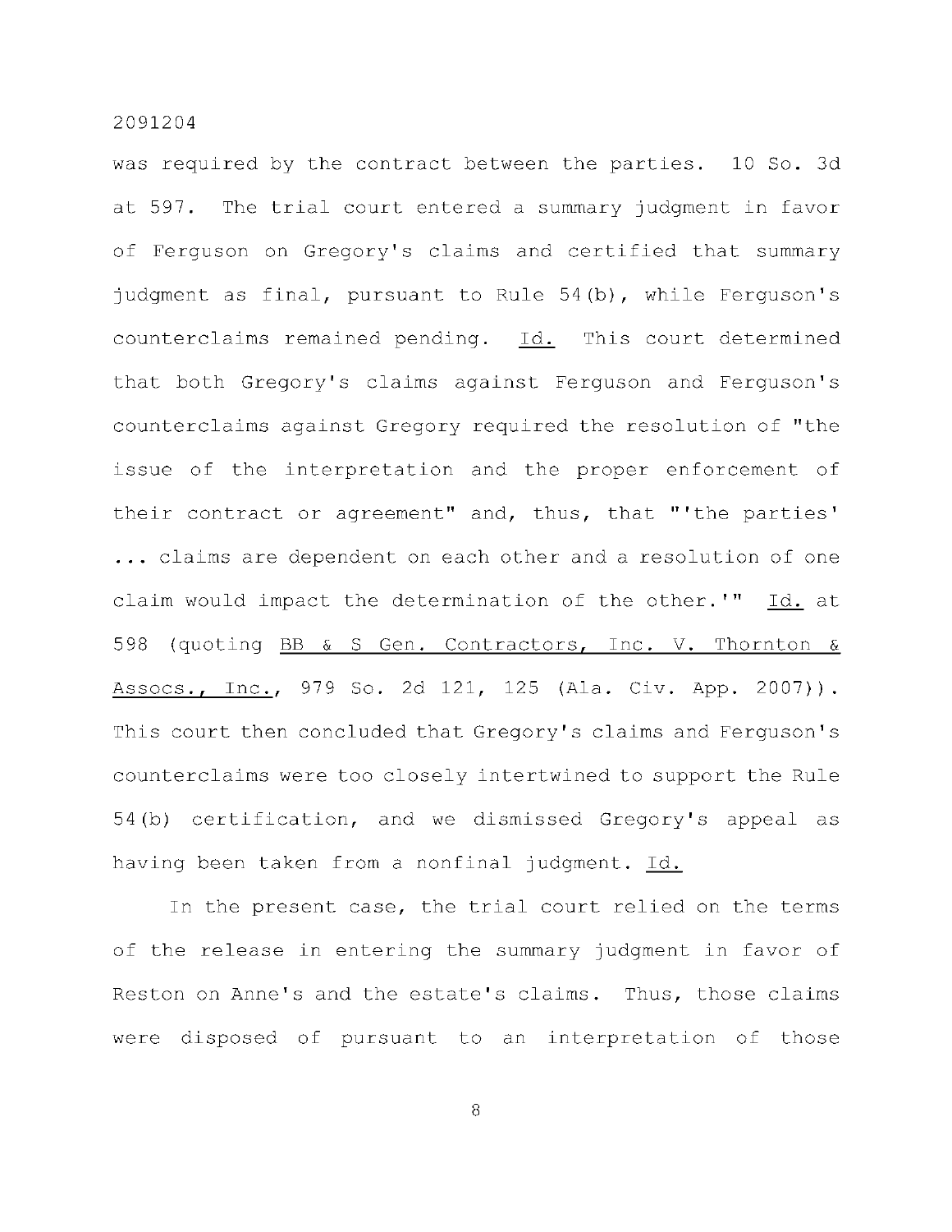was required by the contract between the parties. 10 So. 3d at 597. The trial court entered a summary judgment in favor of Ferguson on Gregory's claims and certified that summary judgment as final, pursuant to Rule 54(b), while Ferguson's counterclaims remained pending. Id. This court determined that both Gregory's claims against Ferguson and Ferguson's counterclaims against Gregory required the resolution of "the issue of the interpretation and the proper enforcement of their contract or agreement" and, thus, that "'the parties' ... claims are dependent on each other and a resolution of one claim would impact the determination of the other.'" Id. at 598 (quoting BB & S Gen. Contractors, Inc. V. Thornton & Assocs., Inc., 979 So. 2d 121, 125 (Ala. Civ. App. 2007)). This court then concluded that Gregory's claims and Ferguson's counterclaims were too closely intertwined to support the Rule 54(b) certification, and we dismissed Gregory's appeal as having been taken from a nonfinal judgment. Id.

In the present case, the trial court relied on the terms of the release in entering the summary judgment in favor of Reston on Anne's and the estate's claims. Thus, those claims were disposed of pursuant to an interpretation of those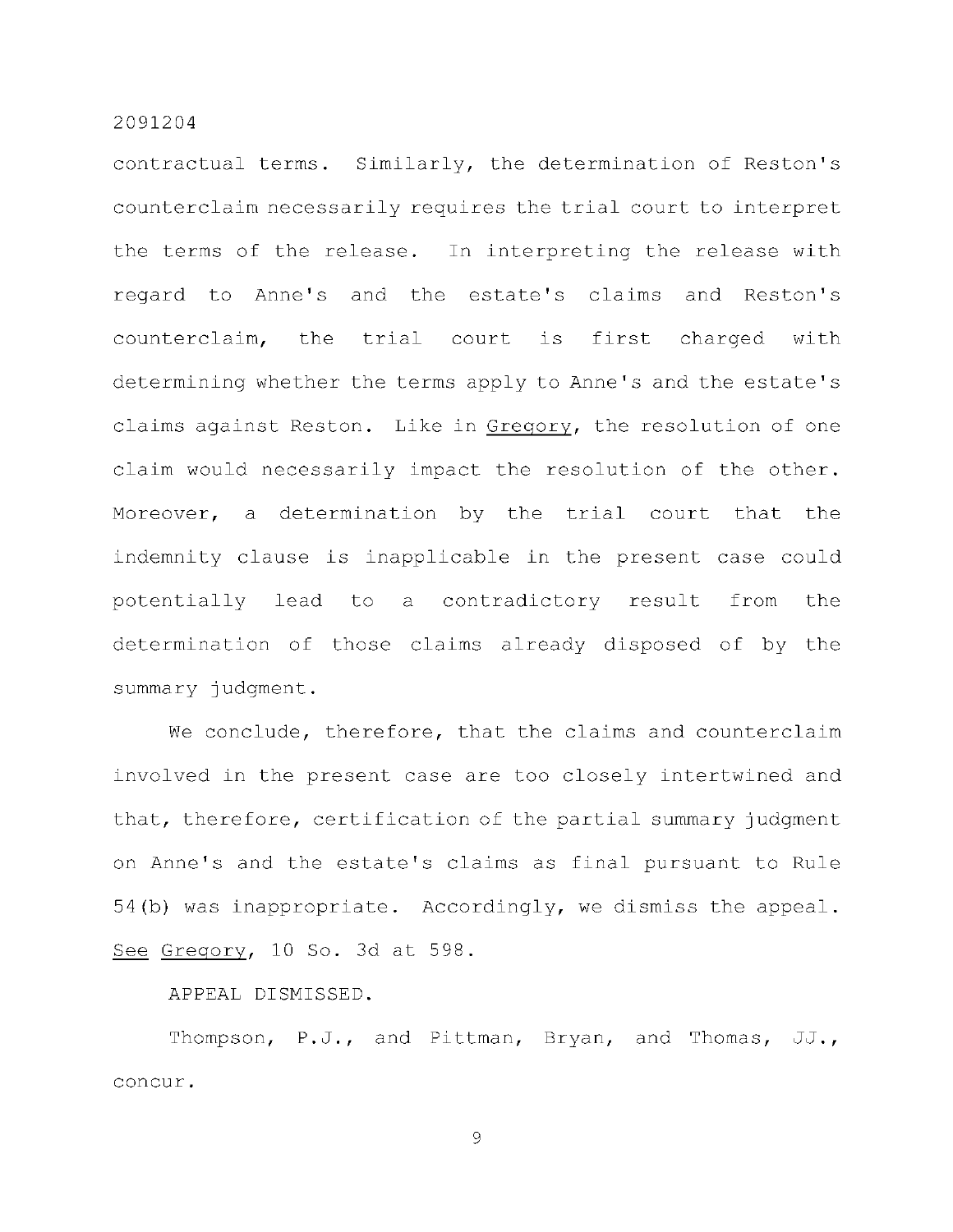contractual terms. Similarly, the determination of Reston's counterclaim necessarily requires the trial court to interpret the terms of the release. In interpreting the release with regard to Anne's and the estate's claims and Reston's counterclaim, the trial court is first charged with determining whether the terms apply to Anne's and the estate's claims against Reston. Like in Gregory, the resolution of one claim would necessarily impact the resolution of the other. Moreover, a determination by the trial court that the indemnity clause is inapplicable in the present case could potentially lead to a contradictory result from the determination of those claims already disposed of by the summary judgment.

We conclude, therefore, that the claims and counterclaim involved in the present case are too closely intertwined and that, therefore, certification of the partial summary judgment on Anne's and the estate's claims as final pursuant to Rule 54(b) was inappropriate. Accordingly, we dismiss the appeal. See Gregory, 10 So. 3d at 598.

APPEAL DISMISSED.

Thompson, P.J., and Pittman, Bryan, and Thomas, JJ., concur.